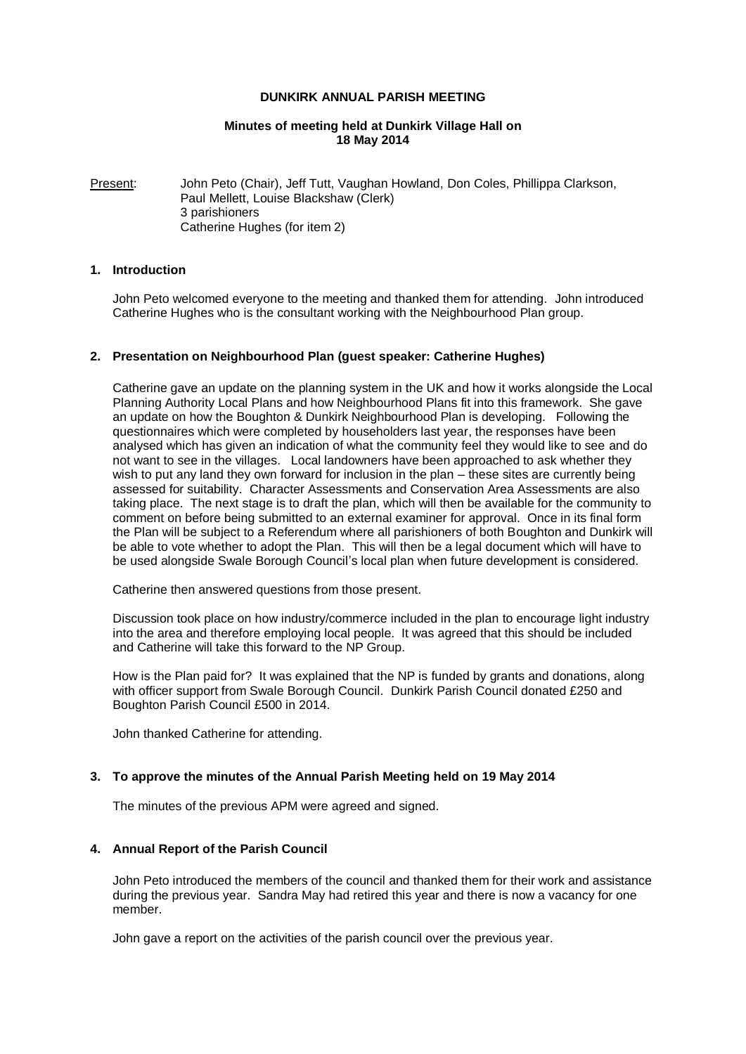# DUNKIRK ANNUAL PARISH MEETING

**Minutes of meeting held at Dunkirk Village Hall on 18 May 2014**

Present: John Peto (Chair), Jeff Tutt, Vaughan Howland, Don Coles, Phillippa Clarkson, Paul Mellett, Louise Blackshaw (Clerk)
3 parishioners
Catherine Hughes (for item 2)

## 1. Introduction

John Peto welcomed everyone to the meeting and thanked them for attending. John introduced Catherine Hughes who is the consultant working with the Neighbourhood Plan group.

## 2. Presentation on Neighbourhood Plan (guest speaker: Catherine Hughes)

Catherine gave an update on the planning system in the UK and how it works alongside the Local Planning Authority Local Plans and how Neighbourhood Plans fit into this framework. She gave an update on how the Boughton & Dunkirk Neighbourhood Plan is developing. Following the questionnaires which were completed by householders last year, the responses have been analysed which has given an indication of what the community feel they would like to see and do not want to see in the villages. Local landowners have been approached to ask whether they wish to put any land they own forward for inclusion in the plan – these sites are currently being assessed for suitability. Character Assessments and Conservation Area Assessments are also taking place. The next stage is to draft the plan, which will then be available for the community to comment on before being submitted to an external examiner for approval. Once in its final form the Plan will be subject to a Referendum where all parishioners of both Boughton and Dunkirk will be able to vote whether to adopt the Plan. This will then be a legal document which will have to be used alongside Swale Borough Council's local plan when future development is considered.

Catherine then answered questions from those present.

Discussion took place on how industry/commerce included in the plan to encourage light industry into the area and therefore employing local people. It was agreed that this should be included and Catherine will take this forward to the NP Group.

How is the Plan paid for? It was explained that the NP is funded by grants and donations, along with officer support from Swale Borough Council. Dunkirk Parish Council donated £250 and Boughton Parish Council £500 in 2014.

John thanked Catherine for attending.

## 3. To approve the minutes of the Annual Parish Meeting held on 19 May 2014

The minutes of the previous APM were agreed and signed.

## 4. Annual Report of the Parish Council

John Peto introduced the members of the council and thanked them for their work and assistance during the previous year. Sandra May had retired this year and there is now a vacancy for one member.

John gave a report on the activities of the parish council over the previous year.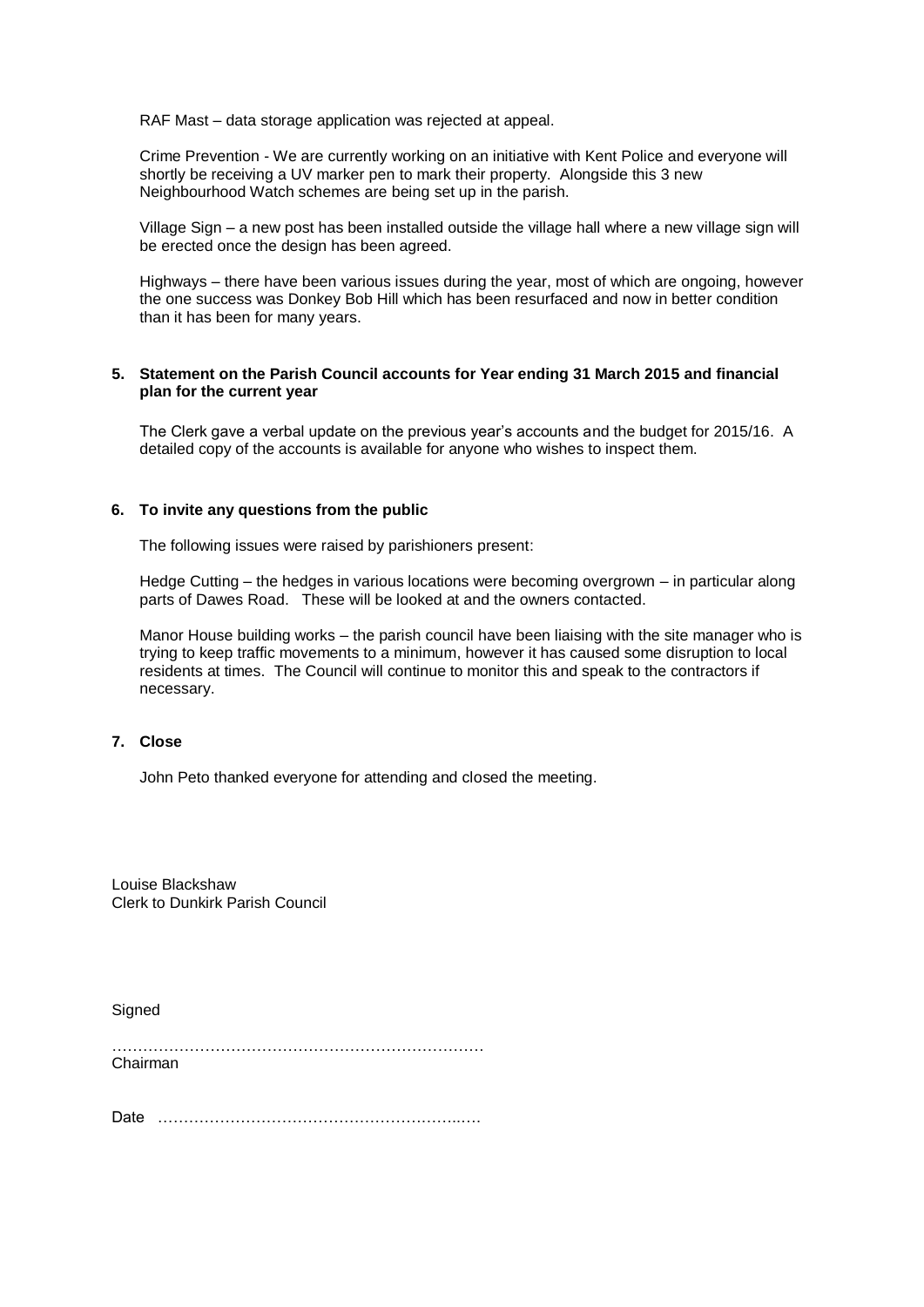RAF Mast – data storage application was rejected at appeal.

Crime Prevention - We are currently working on an initiative with Kent Police and everyone will shortly be receiving a UV marker pen to mark their property. Alongside this 3 new Neighbourhood Watch schemes are being set up in the parish.

Village Sign – a new post has been installed outside the village hall where a new village sign will be erected once the design has been agreed.

Highways – there have been various issues during the year, most of which are ongoing, however the one success was Donkey Bob Hill which has been resurfaced and now in better condition than it has been for many years.

**5. Statement on the Parish Council accounts for Year ending 31 March 2015 and financial plan for the current year**

The Clerk gave a verbal update on the previous year's accounts and the budget for 2015/16. A detailed copy of the accounts is available for anyone who wishes to inspect them.

**6. To invite any questions from the public**

The following issues were raised by parishioners present:

Hedge Cutting – the hedges in various locations were becoming overgrown – in particular along parts of Dawes Road. These will be looked at and the owners contacted.

Manor House building works – the parish council have been liaising with the site manager who is trying to keep traffic movements to a minimum, however it has caused some disruption to local residents at times. The Council will continue to monitor this and speak to the contractors if necessary.

**7. Close**

John Peto thanked everyone for attending and closed the meeting.

Louise Blackshaw
Clerk to Dunkirk Parish Council

Signed

……………………………………………………………
Chairman

Date ……………………………………………………